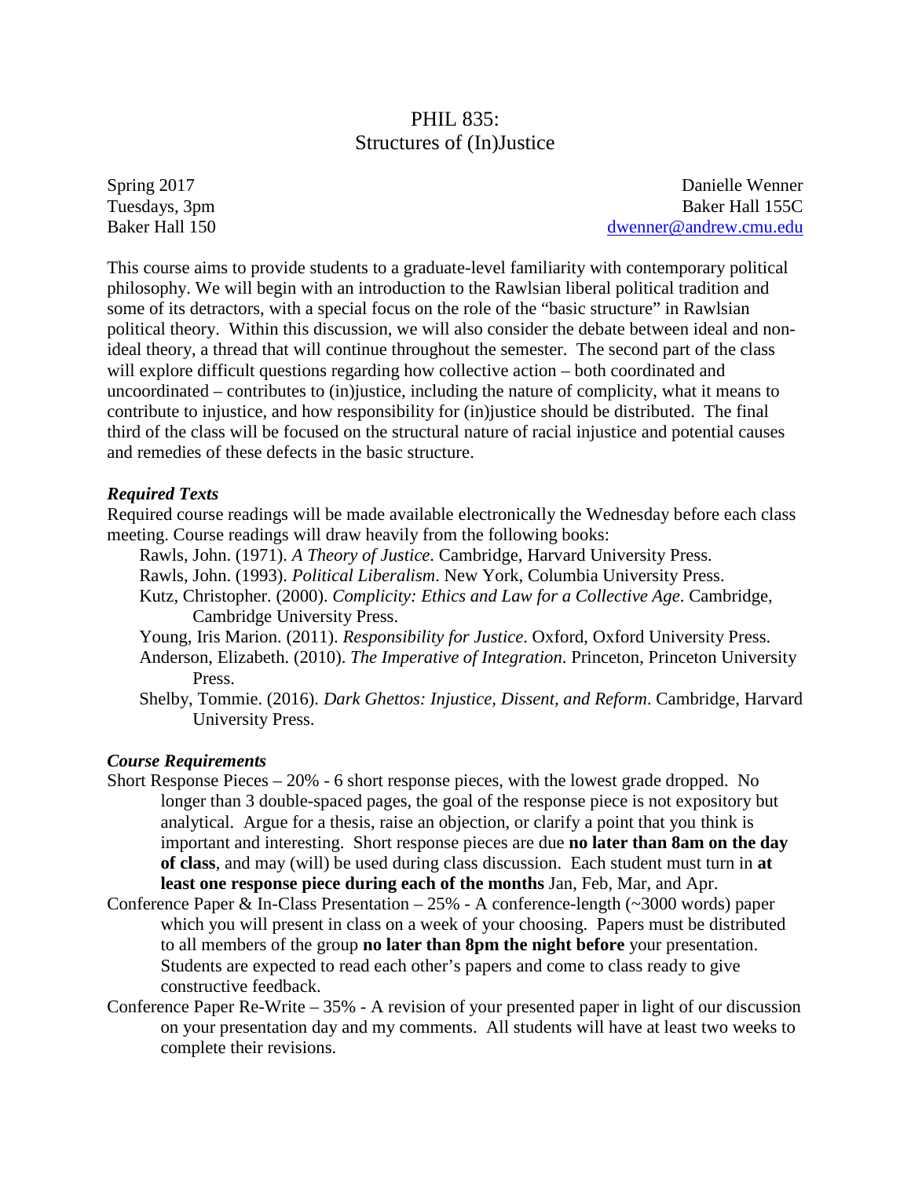# PHIL 835:
# Structures of (In)Justice

Spring 2017
Tuesdays, 3pm
Baker Hall 150

Danielle Wenner
Baker Hall 155C
dwenner@andrew.cmu.edu

This course aims to provide students to a graduate-level familiarity with contemporary political philosophy. We will begin with an introduction to the Rawlsian liberal political tradition and some of its detractors, with a special focus on the role of the "basic structure" in Rawlsian political theory. Within this discussion, we will also consider the debate between ideal and non-ideal theory, a thread that will continue throughout the semester. The second part of the class will explore difficult questions regarding how collective action – both coordinated and uncoordinated – contributes to (in)justice, including the nature of complicity, what it means to contribute to injustice, and how responsibility for (in)justice should be distributed. The final third of the class will be focused on the structural nature of racial injustice and potential causes and remedies of these defects in the basic structure.

### *Required Texts*

Required course readings will be made available electronically the Wednesday before each class meeting. Course readings will draw heavily from the following books:

- Rawls, John. (1971). *A Theory of Justice*. Cambridge, Harvard University Press.
- Rawls, John. (1993). *Political Liberalism*. New York, Columbia University Press.
- Kutz, Christopher. (2000). *Complicity: Ethics and Law for a Collective Age*. Cambridge, Cambridge University Press.
- Young, Iris Marion. (2011). *Responsibility for Justice*. Oxford, Oxford University Press.
- Anderson, Elizabeth. (2010). *The Imperative of Integration*. Princeton, Princeton University Press.
- Shelby, Tommie. (2016). *Dark Ghettos: Injustice, Dissent, and Reform*. Cambridge, Harvard University Press.

### *Course Requirements*

Short Response Pieces – 20% - 6 short response pieces, with the lowest grade dropped. No longer than 3 double-spaced pages, the goal of the response piece is not expository but analytical. Argue for a thesis, raise an objection, or clarify a point that you think is important and interesting. Short response pieces are due **no later than 8am on the day of class**, and may (will) be used during class discussion. Each student must turn in **at least one response piece during each of the months** Jan, Feb, Mar, and Apr.

Conference Paper & In-Class Presentation – 25% - A conference-length (~3000 words) paper which you will present in class on a week of your choosing. Papers must be distributed to all members of the group **no later than 8pm the night before** your presentation. Students are expected to read each other's papers and come to class ready to give constructive feedback.

Conference Paper Re-Write – 35% - A revision of your presented paper in light of our discussion on your presentation day and my comments. All students will have at least two weeks to complete their revisions.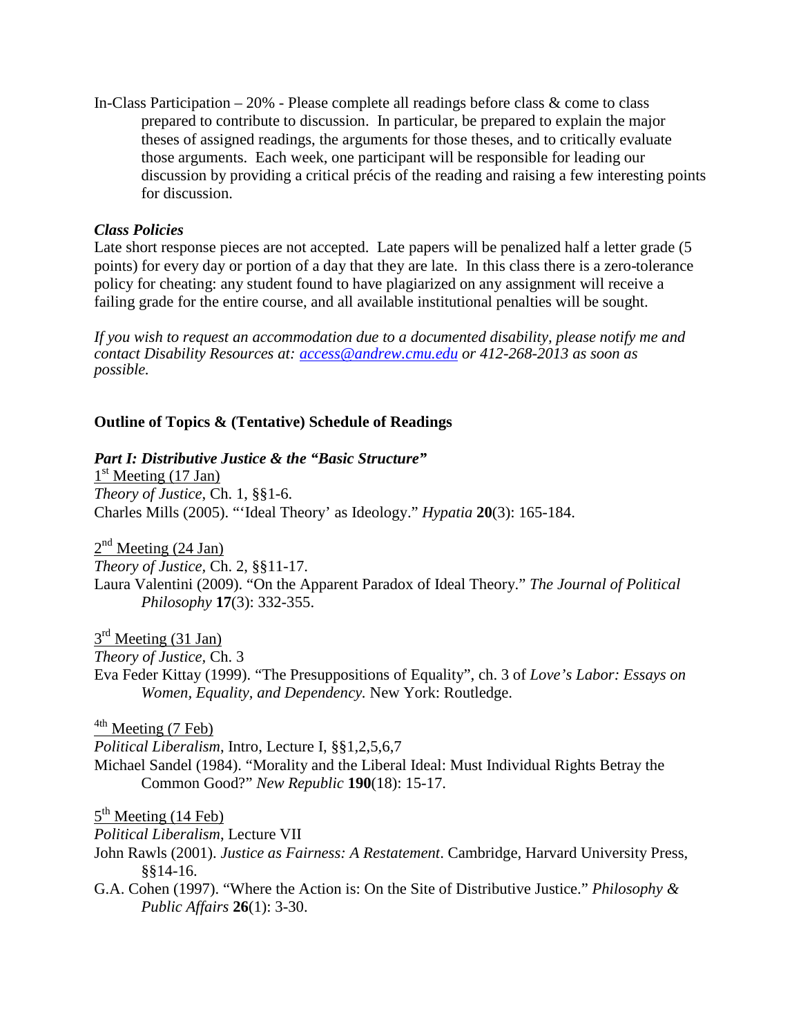In-Class Participation – 20% - Please complete all readings before class & come to class prepared to contribute to discussion. In particular, be prepared to explain the major theses of assigned readings, the arguments for those theses, and to critically evaluate those arguments. Each week, one participant will be responsible for leading our discussion by providing a critical précis of the reading and raising a few interesting points for discussion.

***Class Policies***

Late short response pieces are not accepted. Late papers will be penalized half a letter grade (5 points) for every day or portion of a day that they are late. In this class there is a zero-tolerance policy for cheating: any student found to have plagiarized on any assignment will receive a failing grade for the entire course, and all available institutional penalties will be sought.

*If you wish to request an accommodation due to a documented disability, please notify me and contact Disability Resources at: [access@andrew.cmu.edu](mailto:access@andrew.cmu.edu) or 412-268-2013 as soon as possible.*

**Outline of Topics & (Tentative) Schedule of Readings**

***Part I: Distributive Justice & the "Basic Structure"***

1st Meeting (17 Jan)

*Theory of Justice*, Ch. 1, §§1-6.

Charles Mills (2005). "'Ideal Theory' as Ideology." *Hypatia* **20**(3): 165-184.

2nd Meeting (24 Jan)

*Theory of Justice*, Ch. 2, §§11-17.

Laura Valentini (2009). "On the Apparent Paradox of Ideal Theory." *The Journal of Political Philosophy* **17**(3): 332-355.

3rd Meeting (31 Jan)

*Theory of Justice*, Ch. 3

Eva Feder Kittay (1999). "The Presuppositions of Equality", ch. 3 of *Love's Labor: Essays on Women, Equality, and Dependency.* New York: Routledge.

4th Meeting (7 Feb)

*Political Liberalism*, Intro, Lecture I, §§1,2,5,6,7

Michael Sandel (1984). "Morality and the Liberal Ideal: Must Individual Rights Betray the Common Good?" *New Republic* **190**(18): 15-17.

5th Meeting (14 Feb)

*Political Liberalism*, Lecture VII

John Rawls (2001). *Justice as Fairness: A Restatement*. Cambridge, Harvard University Press, §§14-16.

G.A. Cohen (1997). "Where the Action is: On the Site of Distributive Justice." *Philosophy & Public Affairs* **26**(1): 3-30.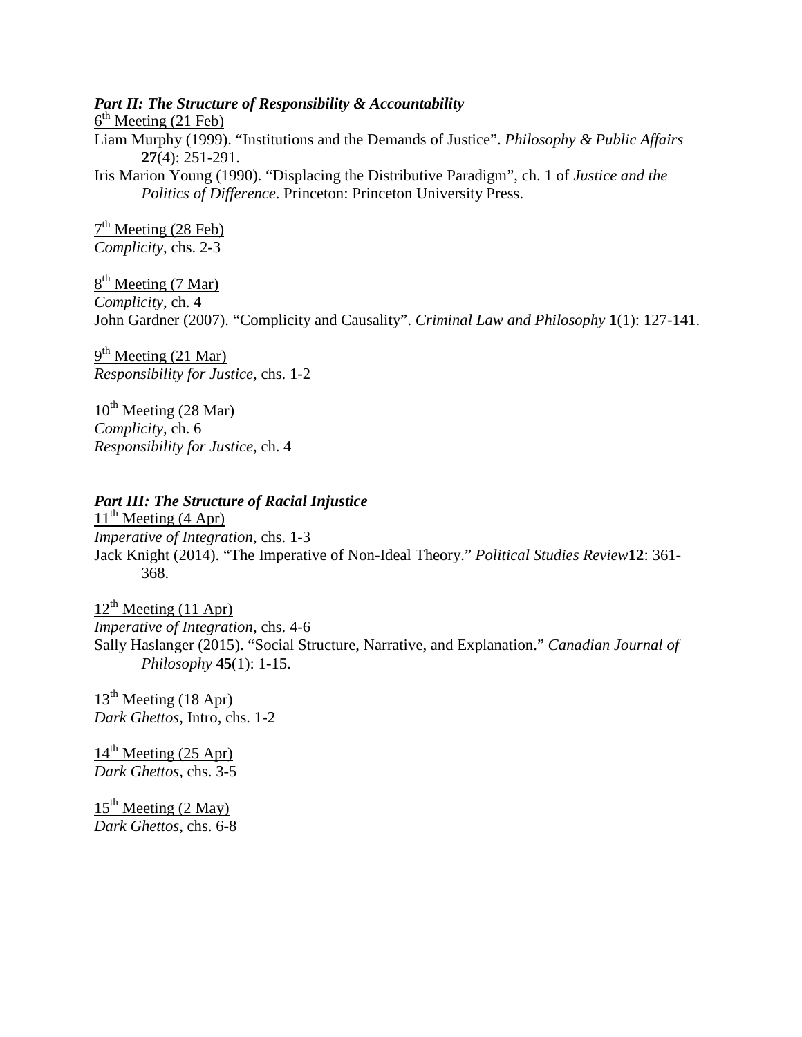***Part II: The Structure of Responsibility & Accountability***

6th Meeting (21 Feb)

Liam Murphy (1999). "Institutions and the Demands of Justice". *Philosophy & Public Affairs* **27**(4): 251-291.

Iris Marion Young (1990). "Displacing the Distributive Paradigm", ch. 1 of *Justice and the Politics of Difference*. Princeton: Princeton University Press.

7th Meeting (28 Feb)

*Complicity*, chs. 2-3

8th Meeting (7 Mar)

*Complicity*, ch. 4

John Gardner (2007). "Complicity and Causality". *Criminal Law and Philosophy* **1**(1): 127-141.

9th Meeting (21 Mar)

*Responsibility for Justice*, chs. 1-2

10th Meeting (28 Mar)

*Complicity*, ch. 6

*Responsibility for Justice*, ch. 4

***Part III: The Structure of Racial Injustice***

11th Meeting (4 Apr)

*Imperative of Integration*, chs. 1-3

Jack Knight (2014). "The Imperative of Non-Ideal Theory." *Political Studies Review* **12**: 361-368.

12th Meeting (11 Apr)

*Imperative of Integration*, chs. 4-6

Sally Haslanger (2015). "Social Structure, Narrative, and Explanation." *Canadian Journal of Philosophy* **45**(1): 1-15.

13th Meeting (18 Apr)

*Dark Ghettos*, Intro, chs. 1-2

14th Meeting (25 Apr)

*Dark Ghettos*, chs. 3-5

15th Meeting (2 May)

*Dark Ghettos*, chs. 6-8